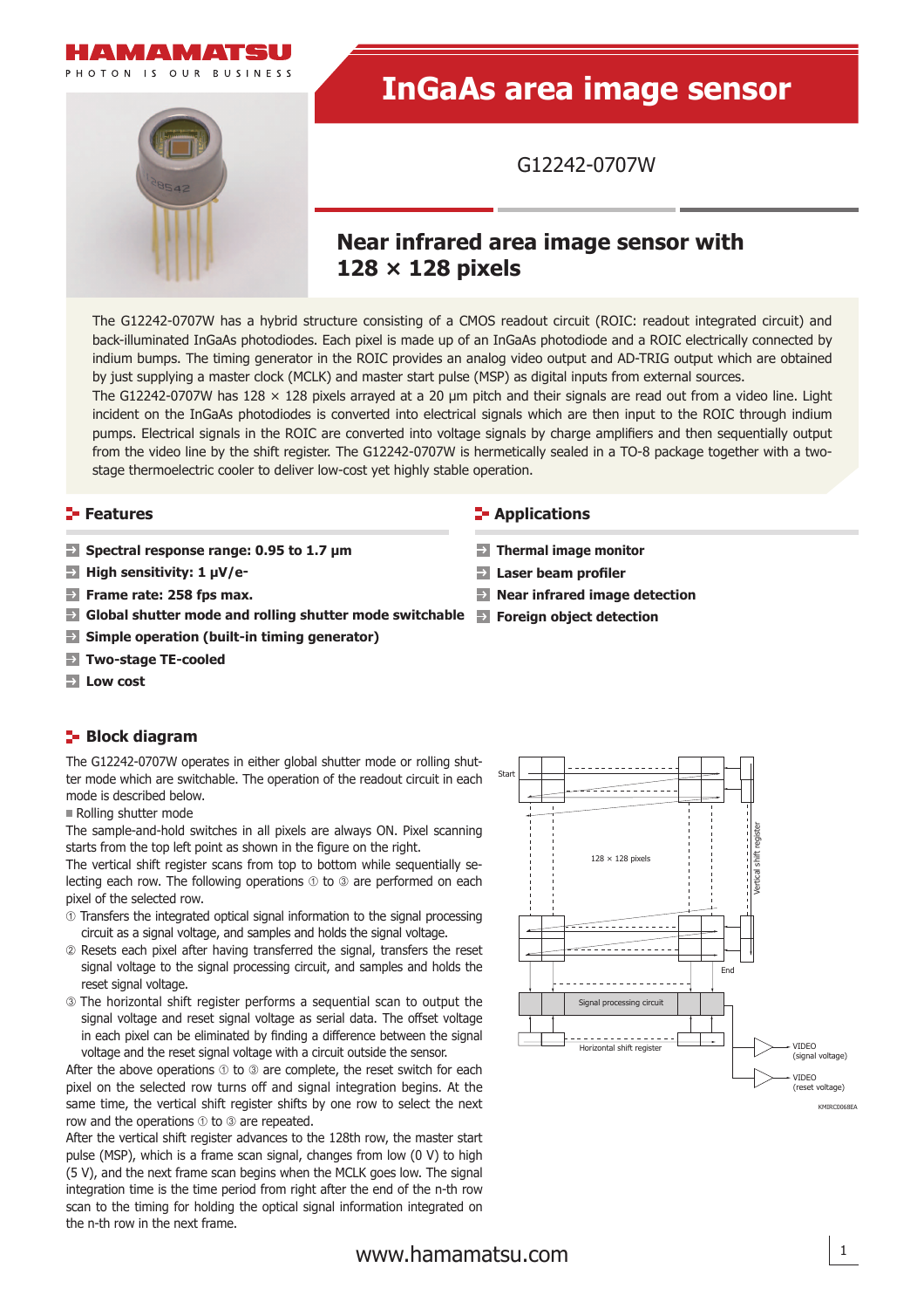# InGaAs area image sensor

G12242-0707W

## Near infrared area image sensor with 128 × 128 pixels

The G12242-0707W has a hybrid structure consisting of a CMOS readout circuit (ROIC: readout integrated circuit) and back-illuminated InGaAs photodiodes. Each pixel is made up of an InGaAs photodiode and a ROIC electrically connected by indium bumps. The timing generator in the ROIC provides an analog video output and AD-TRIG output which are obtained by just supplying a master clock (MCLK) and master start pulse (MSP) as digital inputs from external sources.
The G12242-0707W has 128 × 128 pixels arrayed at a 20 µm pitch and their signals are read out from a video line. Light incident on the InGaAs photodiodes is converted into electrical signals which are then input to the ROIC through indium pumps. Electrical signals in the ROIC are converted into voltage signals by charge amplifiers and then sequentially output from the video line by the shift register. The G12242-0707W is hermetically sealed in a TO-8 package together with a two-stage thermoelectric cooler to deliver low-cost yet highly stable operation.

## Features

- **Spectral response range: 0.95 to 1.7 µm**
- **High sensitivity: 1 µV/e-**
- **Frame rate: 258 fps max.**
- **Global shutter mode and rolling shutter mode switchable**
- **Simple operation (built-in timing generator)**
- **Two-stage TE-cooled**
- **Low cost**

## Applications

- **Thermal image monitor**
- **Laser beam profiler**
- **Near infrared image detection**
- **Foreign object detection**

## Block diagram

The G12242-0707W operates in either global shutter mode or rolling shutter mode which are switchable. The operation of the readout circuit in each mode is described below.

■ Rolling shutter mode

The sample-and-hold switches in all pixels are always ON. Pixel scanning starts from the top left point as shown in the figure on the right.
The vertical shift register scans from top to bottom while sequentially selecting each row. The following operations ① to ③ are performed on each pixel of the selected row.

① Transfers the integrated optical signal information to the signal processing circuit as a signal voltage, and samples and holds the signal voltage.
② Resets each pixel after having transferred the signal, transfers the reset signal voltage to the signal processing circuit, and samples and holds the reset signal voltage.
③ The horizontal shift register performs a sequential scan to output the signal voltage and reset signal voltage as serial data. The offset voltage in each pixel can be eliminated by finding a difference between the signal voltage and the reset signal voltage with a circuit outside the sensor.

After the above operations ① to ③ are complete, the reset switch for each pixel on the selected row turns off and signal integration begins. At the same time, the vertical shift register shifts by one row to select the next row and the operations ① to ③ are repeated.
After the vertical shift register advances to the 128th row, the master start pulse (MSP), which is a frame scan signal, changes from low (0 V) to high (5 V), and the next frame scan begins when the MCLK goes low. The signal integration time is the time period from right after the end of the n-th row scan to the timing for holding the optical signal information integrated on the n-th row in the next frame.

Start · 128 × 128 pixels · Vertical shift register · End · Signal processing circuit · Horizontal shift register · VIDEO (signal voltage) · VIDEO (reset voltage)

KMIRC0068EA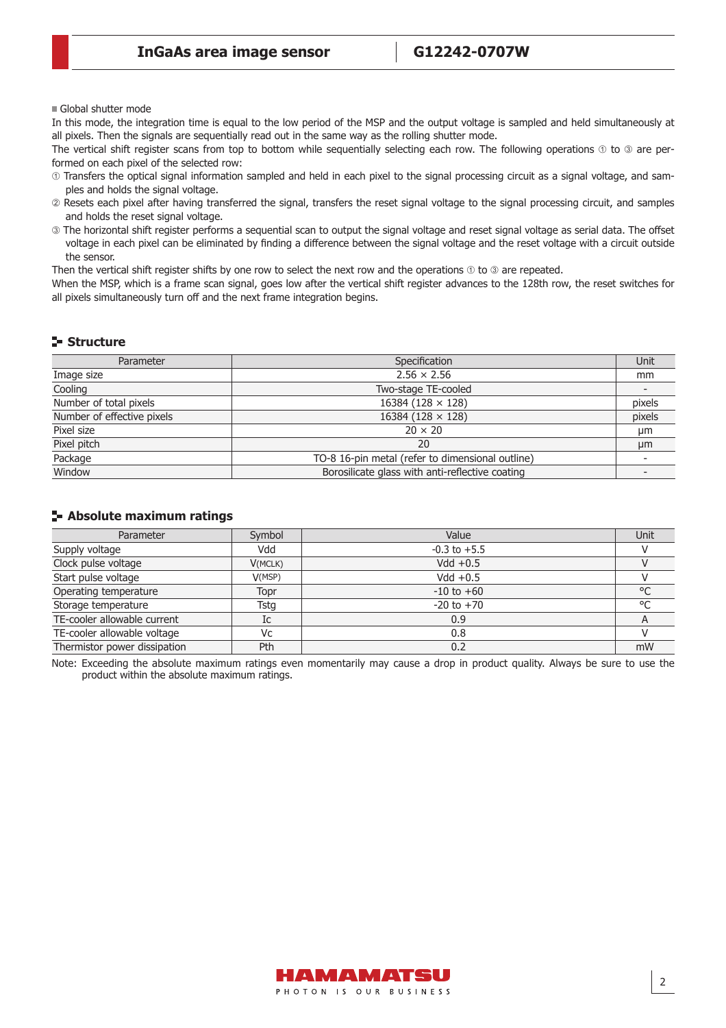■ Global shutter mode

In this mode, the integration time is equal to the low period of the MSP and the output voltage is sampled and held simultaneously at all pixels. Then the signals are sequentially read out in the same way as the rolling shutter mode.

The vertical shift register scans from top to bottom while sequentially selecting each row. The following operations ① to ③ are performed on each pixel of the selected row:

① Transfers the optical signal information sampled and held in each pixel to the signal processing circuit as a signal voltage, and samples and holds the signal voltage.

② Resets each pixel after having transferred the signal, transfers the reset signal voltage to the signal processing circuit, and samples and holds the reset signal voltage.

③ The horizontal shift register performs a sequential scan to output the signal voltage and reset signal voltage as serial data. The offset voltage in each pixel can be eliminated by finding a difference between the signal voltage and the reset voltage with a circuit outside the sensor.

Then the vertical shift register shifts by one row to select the next row and the operations ① to ③ are repeated.

When the MSP, which is a frame scan signal, goes low after the vertical shift register advances to the 128th row, the reset switches for all pixels simultaneously turn off and the next frame integration begins.

## Structure

| Parameter | Specification | Unit |
|---|---|---|
| Image size | 2.56 × 2.56 | mm |
| Cooling | Two-stage TE-cooled | - |
| Number of total pixels | 16384 (128 × 128) | pixels |
| Number of effective pixels | 16384 (128 × 128) | pixels |
| Pixel size | 20 × 20 | µm |
| Pixel pitch | 20 | µm |
| Package | TO-8 16-pin metal (refer to dimensional outline) | - |
| Window | Borosilicate glass with anti-reflective coating | - |

## Absolute maximum ratings

| Parameter | Symbol | Value | Unit |
|---|---|---|---|
| Supply voltage | Vdd | -0.3 to +5.5 | V |
| Clock pulse voltage | V(MCLK) | Vdd +0.5 | V |
| Start pulse voltage | V(MSP) | Vdd +0.5 | V |
| Operating temperature | Topr | -10 to +60 | °C |
| Storage temperature | Tstg | -20 to +70 | °C |
| TE-cooler allowable current | Ic | 0.9 | A |
| TE-cooler allowable voltage | Vc | 0.8 | V |
| Thermistor power dissipation | Pth | 0.2 | mW |

Note: Exceeding the absolute maximum ratings even momentarily may cause a drop in product quality. Always be sure to use the product within the absolute maximum ratings.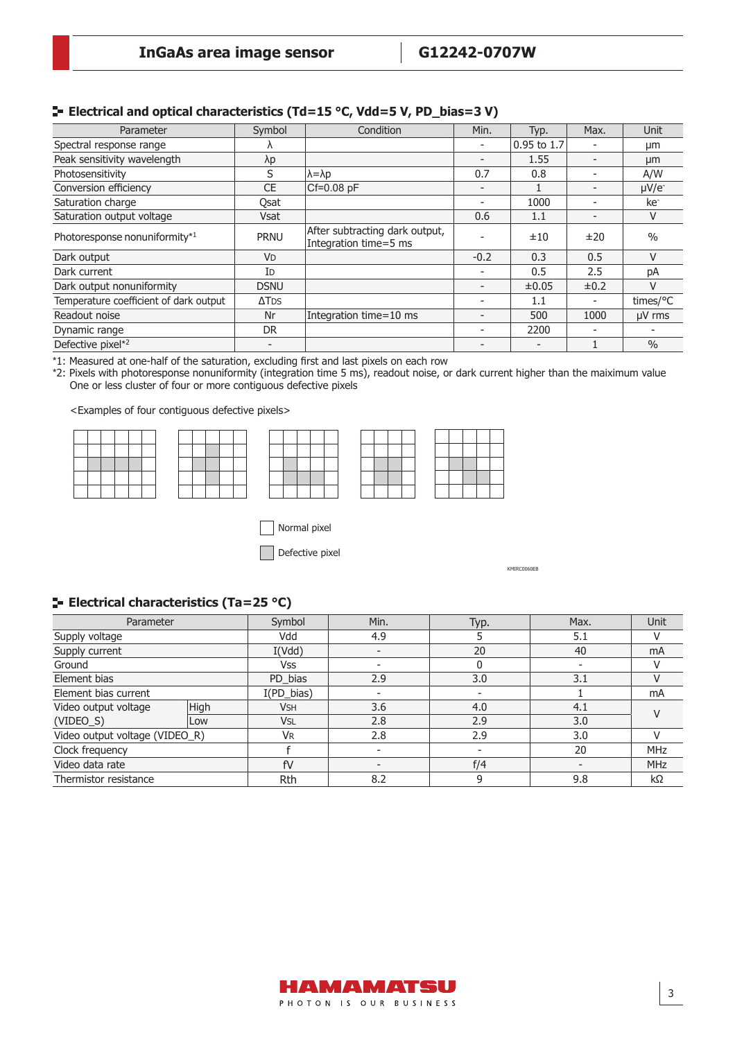## Electrical and optical characteristics (Td=15 °C, Vdd=5 V, PD_bias=3 V)

| Parameter | Symbol | Condition | Min. | Typ. | Max. | Unit |
|---|---|---|---|---|---|---|
| Spectral response range | λ | | - | 0.95 to 1.7 | - | μm |
| Peak sensitivity wavelength | λp | | - | 1.55 | - | μm |
| Photosensitivity | S | λ=λp | 0.7 | 0.8 | - | A/W |
| Conversion efficiency | CE | Cf=0.08 pF | - | 1 | - | μV/e⁻ |
| Saturation charge | Qsat | | - | 1000 | - | ke⁻ |
| Saturation output voltage | Vsat | | 0.6 | 1.1 | - | V |
| Photoresponse nonuniformity*1 | PRNU | After subtracting dark output, Integration time=5 ms | - | ±10 | ±20 | % |
| Dark output | $V_D$ | | -0.2 | 0.3 | 0.5 | V |
| Dark current | $I_D$ | | - | 0.5 | 2.5 | pA |
| Dark output nonuniformity | DSNU | | - | ±0.05 | ±0.2 | V |
| Temperature coefficient of dark output | $\Delta T_{DS}$ | | - | 1.1 | - | times/°C |
| Readout noise | Nr | Integration time=10 ms | - | 500 | 1000 | μV rms |
| Dynamic range | DR | | - | 2200 | - | - |
| Defective pixel*2 | - | | - | - | 1 | % |

*1: Measured at one-half of the saturation, excluding first and last pixels on each row

*2: Pixels with photoresponse nonuniformity (integration time 5 ms), readout noise, or dark current higher than the maiximum value
One or less cluster of four or more contiguous defective pixels

<Examples of four contiguous defective pixels>

Normal pixel

Defective pixel

KMIRC0060EB

## Electrical characteristics (Ta=25 °C)

| Parameter | | Symbol | Min. | Typ. | Max. | Unit |
|---|---|---|---|---|---|---|
| Supply voltage | | Vdd | 4.9 | 5 | 5.1 | V |
| Supply current | | I(Vdd) | - | 20 | 40 | mA |
| Ground | | Vss | - | 0 | - | V |
| Element bias | | PD_bias | 2.9 | 3.0 | 3.1 | V |
| Element bias current | | I(PD_bias) | - | - | 1 | mA |
| Video output voltage (VIDEO_S) | High | $V_{SH}$ | 3.6 | 4.0 | 4.1 | V |
| | Low | $V_{SL}$ | 2.8 | 2.9 | 3.0 | V |
| Video output voltage (VIDEO_R) | | $V_R$ | 2.8 | 2.9 | 3.0 | V |
| Clock frequency | | f | - | - | 20 | MHz |
| Video data rate | | fV | - | f/4 | - | MHz |
| Thermistor resistance | | Rth | 8.2 | 9 | 9.8 | kΩ |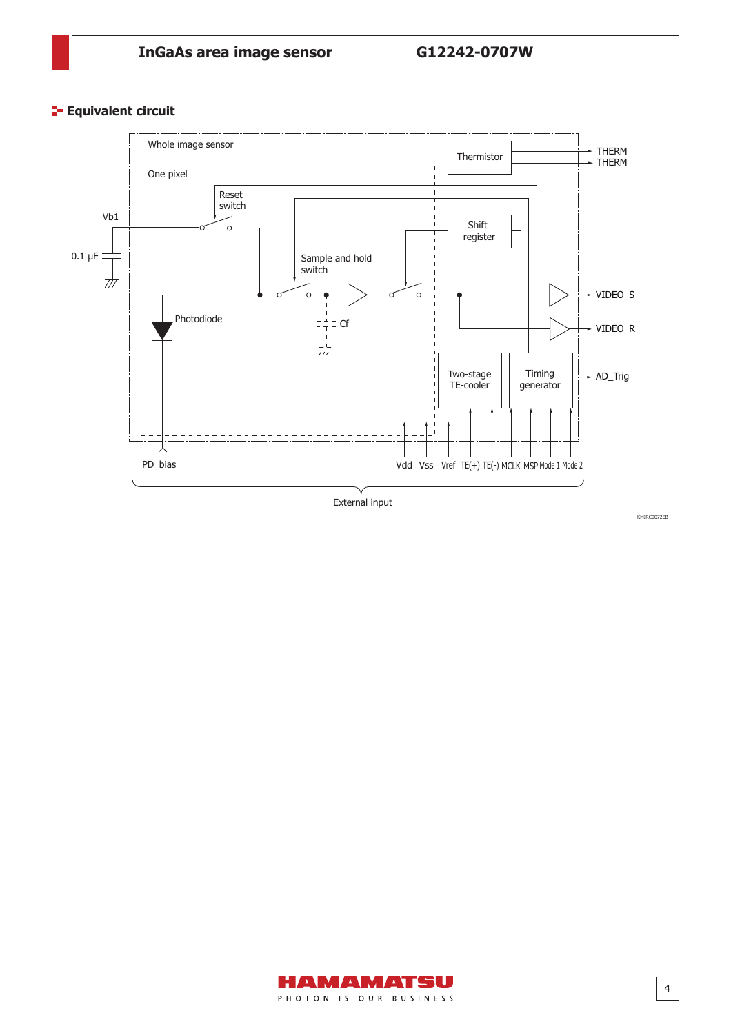## Equivalent circuit

Whole image sensor

One pixel

Thermistor

THERM

THERM

Reset switch

Vb1

Shift register

0.1 μF

Sample and hold switch

VIDEO_S

Cf

Photodiode

VIDEO_R

Two-stage TE-cooler

Timing generator

AD_Trig

PD_bias

Vdd Vss Vref TE(+) TE(-) MCLK MSP Mode 1 Mode 2

External input

KMIRC0072EB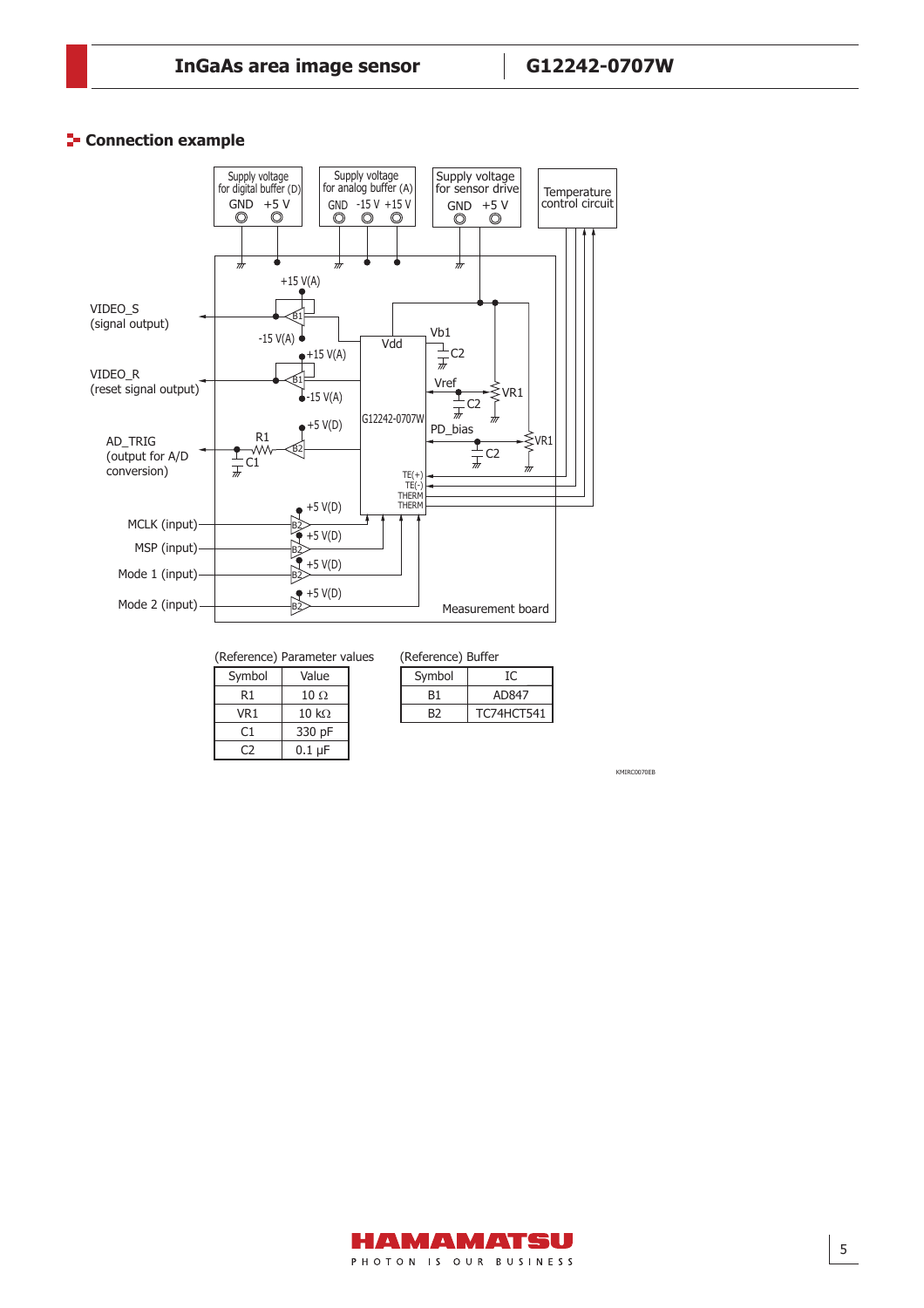## Connection example

Supply voltage for digital buffer (D): GND, +5 V

Supply voltage for analog buffer (A): GND, -15 V, +15 V

Supply voltage for sensor drive: GND, +5 V

Temperature control circuit

VIDEO_S (signal output)

VIDEO_R (reset signal output)

AD_TRIG (output for A/D conversion)

MCLK (input)

MSP (input)

Mode 1 (input)

Mode 2 (input)

G12242-0707W: Vdd, Vb1, Vref, PD_bias, TE(+), TE(-), THERM, THERM

Measurement board

KMIRC0070EB

(Reference) Parameter values

| Symbol | Value |
|---|---|
| R1 | 10 Ω |
| VR1 | 10 kΩ |
| C1 | 330 pF |
| C2 | 0.1 µF |

(Reference) Buffer

| Symbol | IC |
|---|---|
| B1 | AD847 |
| B2 | TC74HCT541 |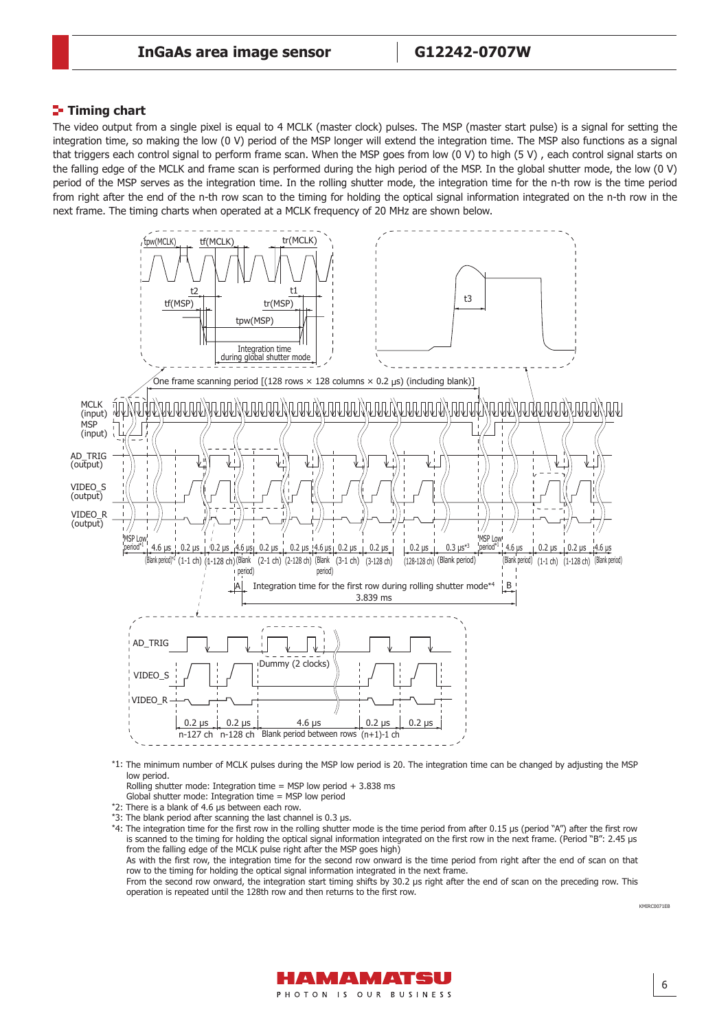## Timing chart

The video output from a single pixel is equal to 4 MCLK (master clock) pulses. The MSP (master start pulse) is a signal for setting the integration time, so making the low (0 V) period of the MSP longer will extend the integration time. The MSP also functions as a signal that triggers each control signal to perform frame scan. When the MSP goes from low (0 V) to high (5 V) , each control signal starts on the falling edge of the MCLK and frame scan is performed during the high period of the MSP. In the global shutter mode, the low (0 V) period of the MSP serves as the integration time. In the rolling shutter mode, the integration time for the n-th row is the time period from right after the end of the n-th row scan to the timing for holding the optical signal information integrated on the n-th row in the next frame. The timing charts when operated at a MCLK frequency of 20 MHz are shown below.

*1: The minimum number of MCLK pulses during the MSP low period is 20. The integration time can be changed by adjusting the MSP low period.
Rolling shutter mode: Integration time = MSP low period + 3.838 ms
Global shutter mode: Integration time = MSP low period

*2: There is a blank of 4.6 μs between each row.

*3: The blank period after scanning the last channel is 0.3 μs.

*4: The integration time for the first row in the rolling shutter mode is the time period from after 0.15 μs (period "A") after the first row is scanned to the timing for holding the optical signal information integrated on the first row in the next frame. (Period "B": 2.45 μs from the falling edge of the MCLK pulse right after the MSP goes high)
As with the first row, the integration time for the second row onward is the time period from right after the end of scan on that row to the timing for holding the optical signal information integrated in the next frame.
From the second row onward, the integration start timing shifts by 30.2 μs right after the end of scan on the preceding row. This operation is repeated until the 128th row and then returns to the first row.

KMIRC0071EB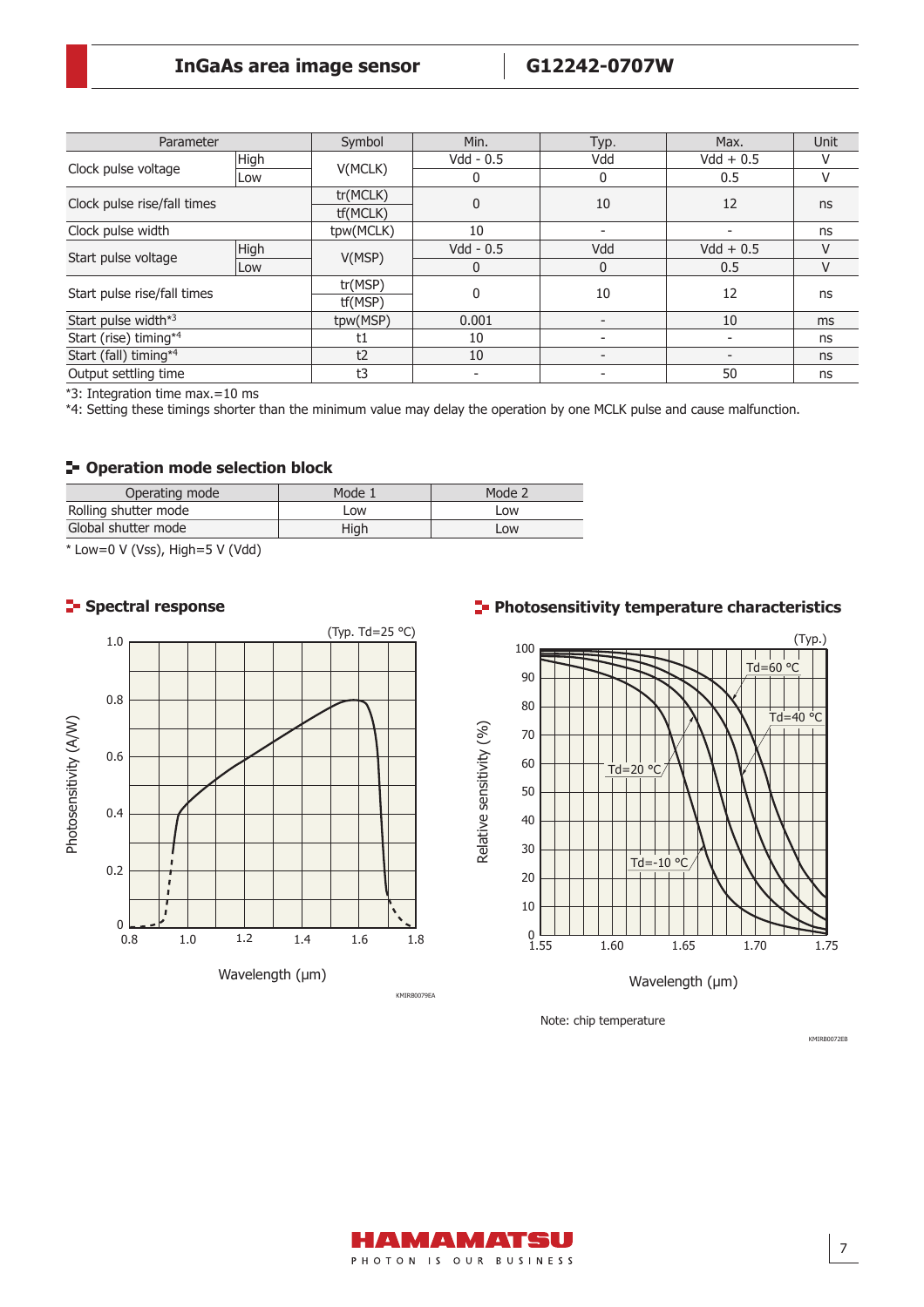| Parameter | | Symbol | Min. | Typ. | Max. | Unit |
|---|---|---|---|---|---|---|
| Clock pulse voltage | High | V(MCLK) | Vdd - 0.5 | Vdd | Vdd + 0.5 | V |
| | Low | | 0 | 0 | 0.5 | V |
| Clock pulse rise/fall times | | tr(MCLK) tf(MCLK) | 0 | 10 | 12 | ns |
| Clock pulse width | | tpw(MCLK) | 10 | - | - | ns |
| Start pulse voltage | High | V(MSP) | Vdd - 0.5 | Vdd | Vdd + 0.5 | V |
| | Low | | 0 | 0 | 0.5 | V |
| Start pulse rise/fall times | | tr(MSP) tf(MSP) | 0 | 10 | 12 | ns |
| Start pulse width*3 | | tpw(MSP) | 0.001 | - | 10 | ms |
| Start (rise) timing*4 | | t1 | 10 | - | - | ns |
| Start (fall) timing*4 | | t2 | 10 | - | - | ns |
| Output settling time | | t3 | - | - | 50 | ns |

*3: Integration time max.=10 ms

*4: Setting these timings shorter than the minimum value may delay the operation by one MCLK pulse and cause malfunction.

## Operation mode selection block

| Operating mode | Mode 1 | Mode 2 |
|---|---|---|
| Rolling shutter mode | Low | Low |
| Global shutter mode | High | Low |

* Low=0 V (Vss), High=5 V (Vdd)

## Spectral response

(Typ. Td=25 °C)

Photosensitivity (A/W) vs. Wavelength (μm)

KMIRB0079EA

## Photosensitivity temperature characteristics

(Typ.)

Relative sensitivity (%) vs. Wavelength (μm); curves: Td=-10 °C, Td=20 °C, Td=40 °C, Td=60 °C

Note: chip temperature

KMIRB0072EB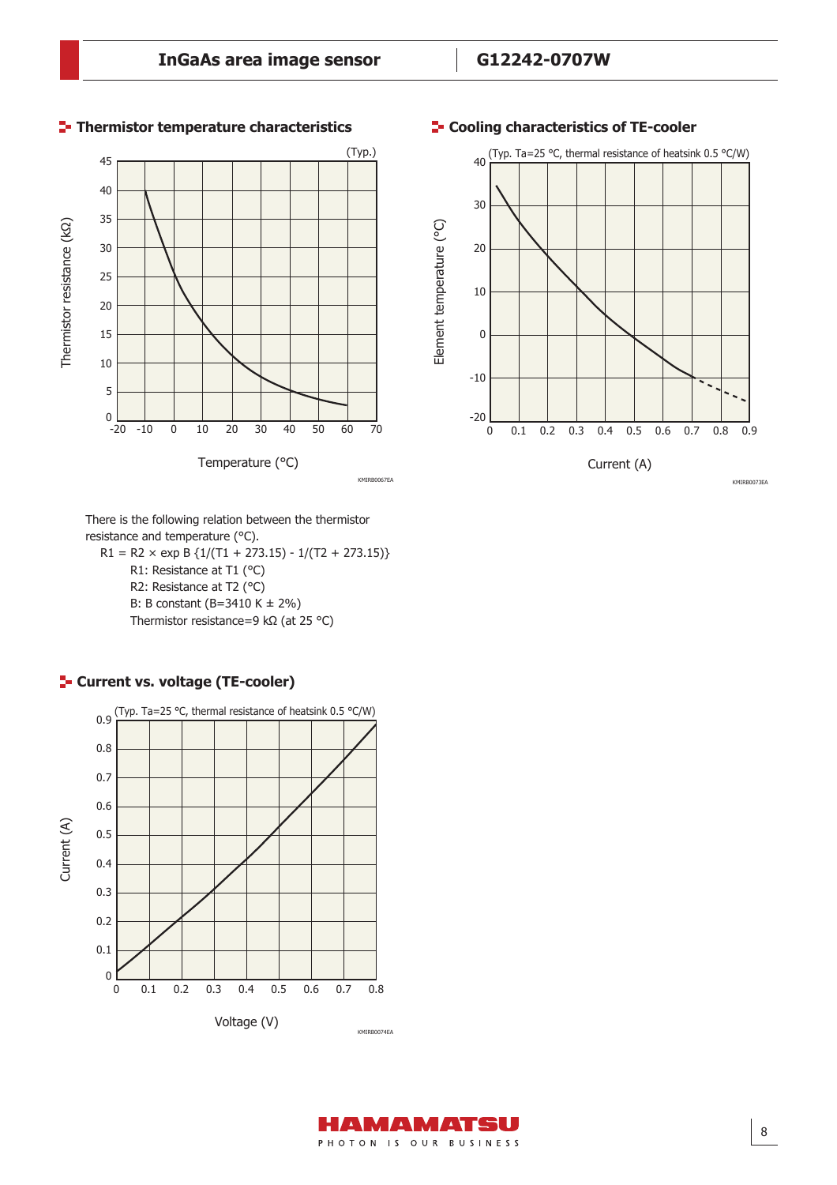## Thermistor temperature characteristics

(Typ.)

KMIRB0067EA

## Cooling characteristics of TE-cooler

(Typ. Ta=25 °C, thermal resistance of heatsink 0.5 °C/W)

KMIRB0073EA

There is the following relation between the thermistor resistance and temperature (°C).

$$R1 = R2 \times \exp B \{1/(T1 + 273.15) - 1/(T2 + 273.15)\}$$

R1: Resistance at T1 (°C)
R2: Resistance at T2 (°C)
B: B constant (B=3410 K ± 2%)
Thermistor resistance=9 kΩ (at 25 °C)

## Current vs. voltage (TE-cooler)

(Typ. Ta=25 °C, thermal resistance of heatsink 0.5 °C/W)

KMIRB0074EA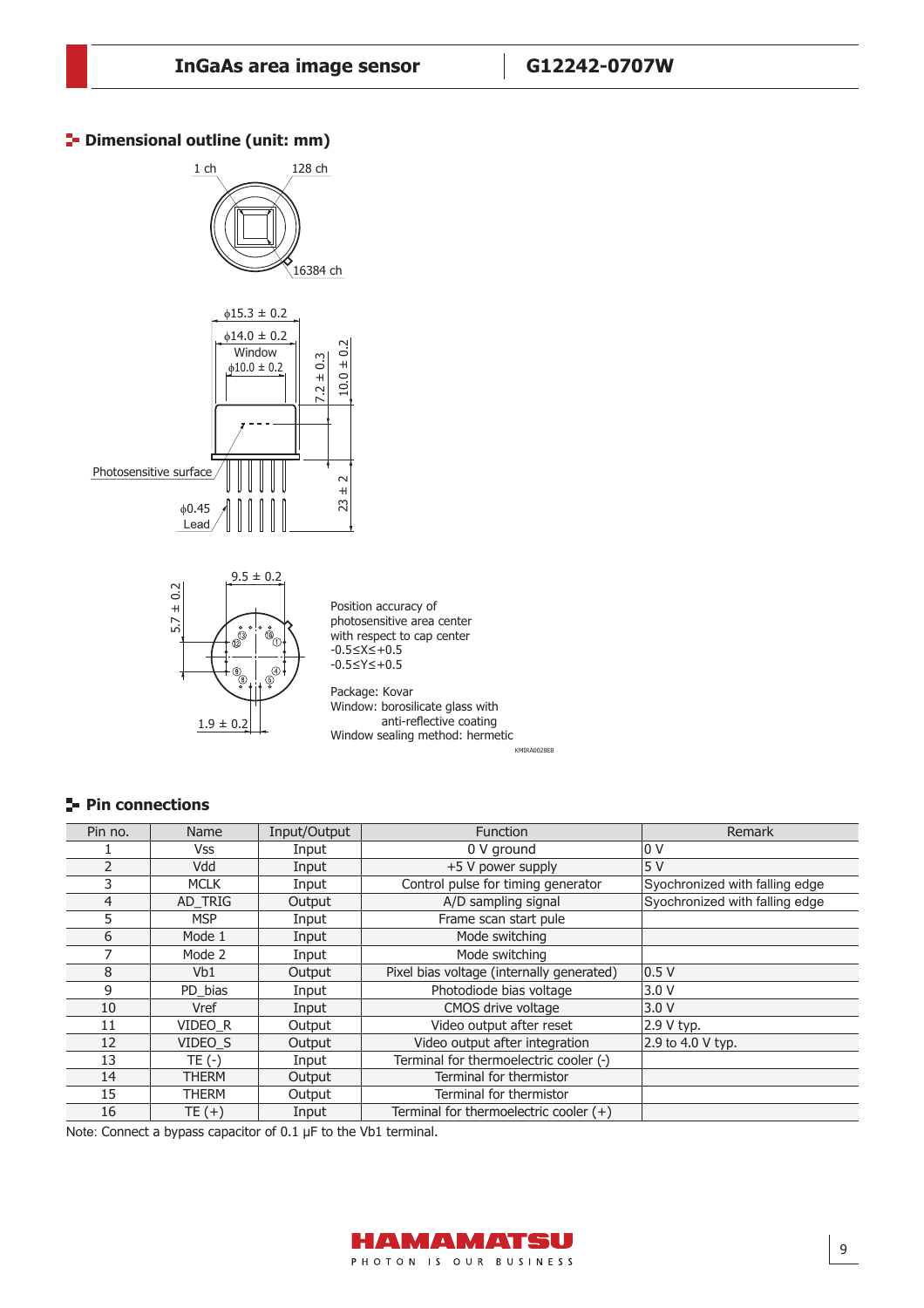## Dimensional outline (unit: mm)

1 ch

128 ch

16384 ch

ϕ15.3 ± 0.2

ϕ14.0 ± 0.2

Window
ϕ10.0 ± 0.2

7.2 ± 0.3

10.0 ± 0.2

Photosensitive surface

23 ± 2

ϕ0.45
Lead

9.5 ± 0.2

5.7 ± 0.2

1.9 ± 0.2

Position accuracy of photosensitive area center with respect to cap center
-0.5≤X≤+0.5
-0.5≤Y≤+0.5

Package: Kovar
Window: borosilicate glass with anti-reflective coating
Window sealing method: hermetic

KMIRA0028EB

## Pin connections

| Pin no. | Name | Input/Output | Function | Remark |
|---|---|---|---|---|
| 1 | Vss | Input | 0 V ground | 0 V |
| 2 | Vdd | Input | +5 V power supply | 5 V |
| 3 | MCLK | Input | Control pulse for timing generator | Syochronized with falling edge |
| 4 | AD_TRIG | Output | A/D sampling signal | Syochronized with falling edge |
| 5 | MSP | Input | Frame scan start pule | |
| 6 | Mode 1 | Input | Mode switching | |
| 7 | Mode 2 | Input | Mode switching | |
| 8 | Vb1 | Output | Pixel bias voltage (internally generated) | 0.5 V |
| 9 | PD_bias | Input | Photodiode bias voltage | 3.0 V |
| 10 | Vref | Input | CMOS drive voltage | 3.0 V |
| 11 | VIDEO_R | Output | Video output after reset | 2.9 V typ. |
| 12 | VIDEO_S | Output | Video output after integration | 2.9 to 4.0 V typ. |
| 13 | TE (-) | Input | Terminal for thermoelectric cooler (-) | |
| 14 | THERM | Output | Terminal for thermistor | |
| 15 | THERM | Output | Terminal for thermistor | |
| 16 | TE (+) | Input | Terminal for thermoelectric cooler (+) | |

Note: Connect a bypass capacitor of 0.1 μF to the Vb1 terminal.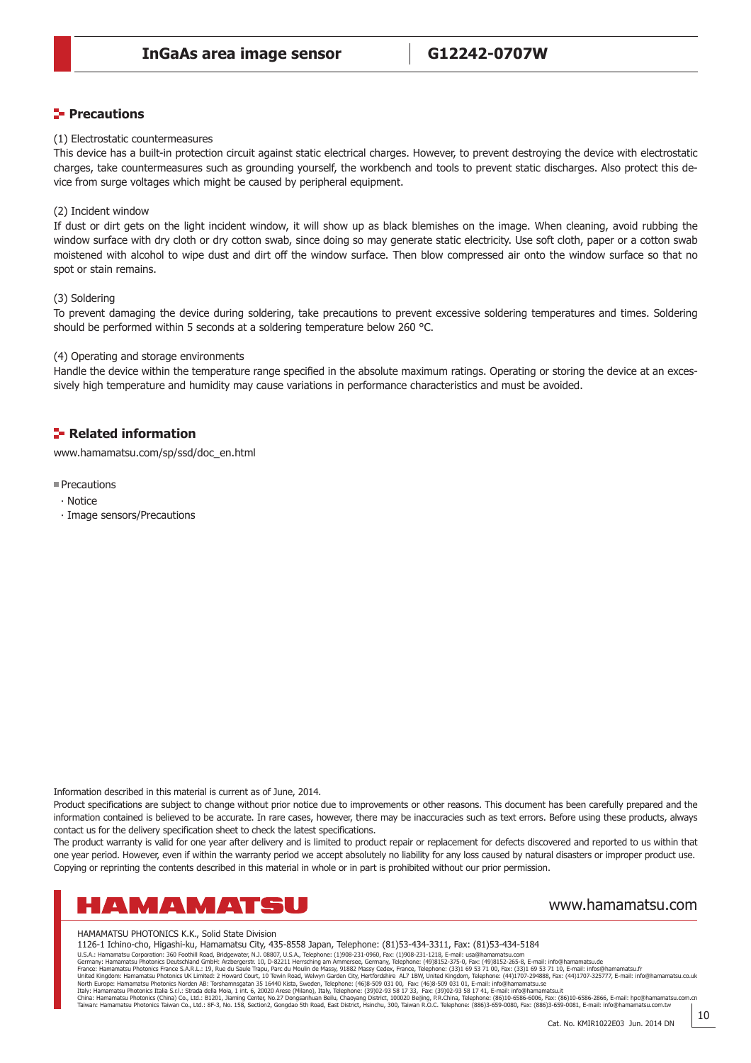## Precautions

(1) Electrostatic countermeasures

This device has a built-in protection circuit against static electrical charges. However, to prevent destroying the device with electrostatic charges, take countermeasures such as grounding yourself, the workbench and tools to prevent static discharges. Also protect this device from surge voltages which might be caused by peripheral equipment.

(2) Incident window

If dust or dirt gets on the light incident window, it will show up as black blemishes on the image. When cleaning, avoid rubbing the window surface with dry cloth or dry cotton swab, since doing so may generate static electricity. Use soft cloth, paper or a cotton swab moistened with alcohol to wipe dust and dirt off the window surface. Then blow compressed air onto the window surface so that no spot or stain remains.

(3) Soldering

To prevent damaging the device during soldering, take precautions to prevent excessive soldering temperatures and times. Soldering should be performed within 5 seconds at a soldering temperature below 260 °C.

(4) Operating and storage environments

Handle the device within the temperature range specified in the absolute maximum ratings. Operating or storing the device at an excessively high temperature and humidity may cause variations in performance characteristics and must be avoided.

## Related information

www.hamamatsu.com/sp/ssd/doc_en.html

- Precautions
  - · Notice
  - · Image sensors/Precautions

Information described in this material is current as of June, 2014.

Product specifications are subject to change without prior notice due to improvements or other reasons. This document has been carefully prepared and the information contained is believed to be accurate. In rare cases, however, there may be inaccuracies such as text errors. Before using these products, always contact us for the delivery specification sheet to check the latest specifications.

The product warranty is valid for one year after delivery and is limited to product repair or replacement for defects discovered and reported to us within that one year period. However, even if within the warranty period we accept absolutely no liability for any loss caused by natural disasters or improper product use.

Copying or reprinting the contents described in this material in whole or in part is prohibited without our prior permission.

HAMAMATSU

www.hamamatsu.com

HAMAMATSU PHOTONICS K.K., Solid State Division

1126-1 Ichino-cho, Higashi-ku, Hamamatsu City, 435-8558 Japan, Telephone: (81)53-434-3311, Fax: (81)53-434-5184

U.S.A.: Hamamatsu Corporation: 360 Foothill Road, Bridgewater, N.J. 08807, U.S.A., Telephone: (1)908-231-0960, Fax: (1)908-231-1218, E-mail: usa@hamamatsu.com
Germany: Hamamatsu Photonics Deutschland GmbH: Arzbergerstr. 10, D-82211 Herrsching am Ammersee, Germany, Telephone: (49)8152-375-0, Fax: (49)8152-265-8, E-mail: info@hamamatsu.de
France: Hamamatsu Photonics France S.A.R.L.: 19, Rue du Saule Trapu, Parc du Moulin de Massy, 91882 Massy Cedex, France, Telephone: (33)1 69 53 71 00, Fax: (33)1 69 53 71 10, E-mail: infos@hamamatsu.fr
United Kingdom: Hamamatsu Photonics UK Limited: 2 Howard Court, 10 Tewin Road, Welwyn Garden City, Hertfordshire AL7 1BW, United Kingdom, Telephone: (44)1707-294888, Fax: (44)1707-325777, E-mail: info@hamamatsu.co.uk
North Europe: Hamamatsu Photonics Norden AB: Torshamnsgatan 35 16440 Kista, Sweden, Telephone: (46)8-509 031 00, Fax: (46)8-509 031 01, E-mail: info@hamamatsu.se
Italy: Hamamatsu Photonics Italia S.r.l.: Strada della Moia, 1 int. 6, 20020 Arese (Milano), Italy, Telephone: (39)02-93 58 17 33, Fax: (39)02-93 58 17 41, E-mail: info@hamamatsu.it
China: Hamamatsu Photonics (China) Co., Ltd.: B1201, Jiaming Center, No.27 Dongsanhuan Beilu, Chaoyang District, 100020 Beijing, P.R.China, Telephone: (86)10-6586-6006, Fax: (86)10-6586-2866, E-mail: hpc@hamamatsu.com.cn
Taiwan: Hamamatsu Photonics Taiwan Co., Ltd.: 8F-3, No. 158, Section2, Gongdao 5th Road, East District, Hsinchu, 300, Taiwan R.O.C. Telephone: (886)3-659-0080, Fax: (886)3-659-0081, E-mail: info@hamamatsu.com.tw

Cat. No. KMIR1022E03 Jun. 2014 DN